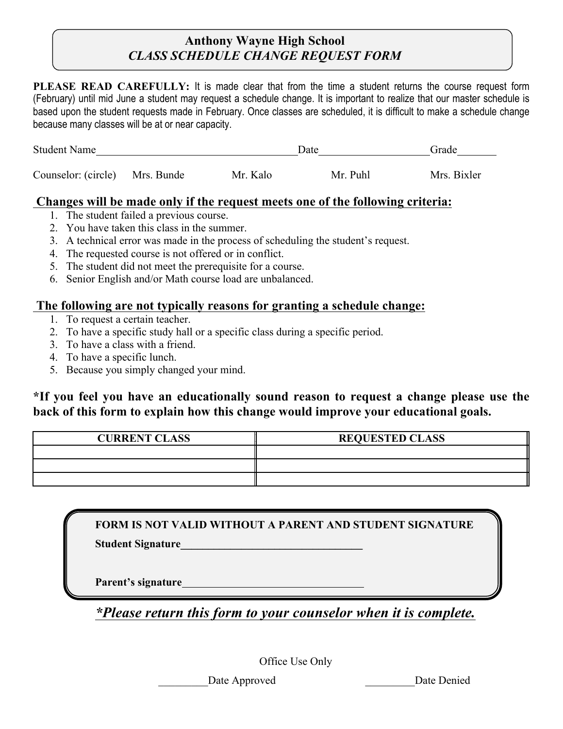# Anthony Wayne High School
## *CLASS SCHEDULE CHANGE REQUEST FORM*

**PLEASE READ CAREFULLY:** It is made clear that from the time a student returns the course request form (February) until mid June a student may request a schedule change. It is important to realize that our master schedule is based upon the student requests made in February. Once classes are scheduled, it is difficult to make a schedule change because many classes will be at or near capacity.

Student Name\_\_\_\_\_\_\_\_\_\_\_\_\_\_\_\_\_\_\_\_\_\_\_\_\_\_\_\_\_\_\_\_\_\_\_\_\_\_Date\_\_\_\_\_\_\_\_\_\_\_\_\_\_\_\_\_\_\_\_Grade\_\_\_\_\_\_\_

Counselor: (circle)     Mrs. Bunde     Mr. Kalo     Mr. Puhl     Mrs. Bixler

**Changes will be made only if the request meets one of the following criteria:**

1. The student failed a previous course.
2. You have taken this class in the summer.
3. A technical error was made in the process of scheduling the student's request.
4. The requested course is not offered or in conflict.
5. The student did not meet the prerequisite for a course.
6. Senior English and/or Math course load are unbalanced.

**The following are not typically reasons for granting a schedule change:**

1. To request a certain teacher.
2. To have a specific study hall or a specific class during a specific period.
3. To have a class with a friend.
4. To have a specific lunch.
5. Because you simply changed your mind.

**\*If you feel you have an educationally sound reason to request a change please use the back of this form to explain how this change would improve your educational goals.**

| CURRENT CLASS | REQUESTED CLASS |
|---|---|
| | |
| | |
| | |

**FORM IS NOT VALID WITHOUT A PARENT AND STUDENT SIGNATURE**

**Student Signature**\_\_\_\_\_\_\_\_\_\_\_\_\_\_\_\_\_\_\_\_\_\_\_\_\_\_\_\_\_\_\_\_\_\_

**Parent's signature**\_\_\_\_\_\_\_\_\_\_\_\_\_\_\_\_\_\_\_\_\_\_\_\_\_\_\_\_\_\_\_\_\_\_

***\*Please return this form to your counselor when it is complete.***

Office Use Only

\_\_\_\_\_\_\_\_\_Date Approved     \_\_\_\_\_\_\_\_\_Date Denied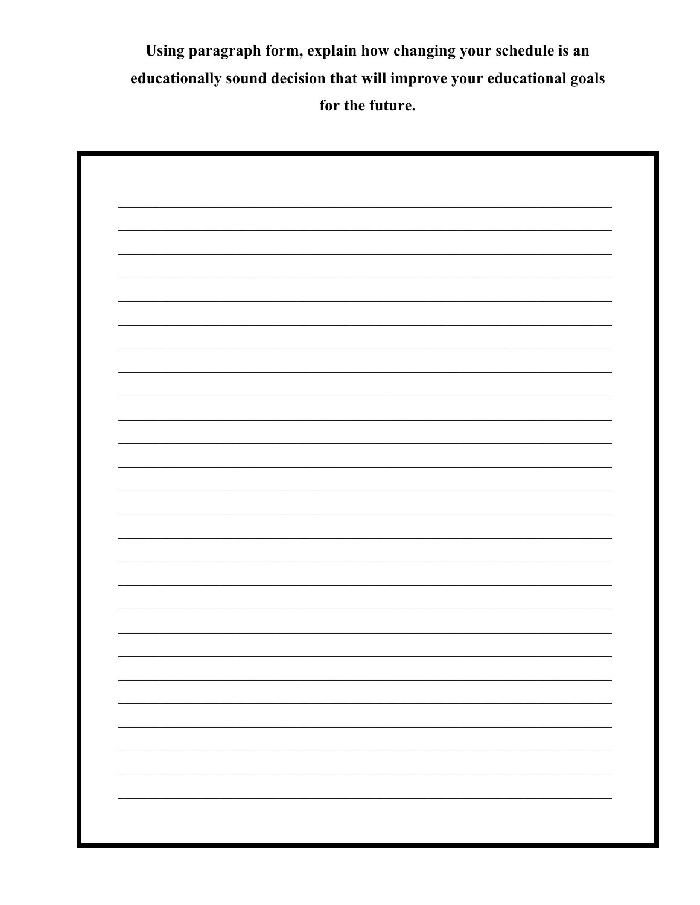**Using paragraph form, explain how changing your schedule is an educationally sound decision that will improve your educational goals for the future.**